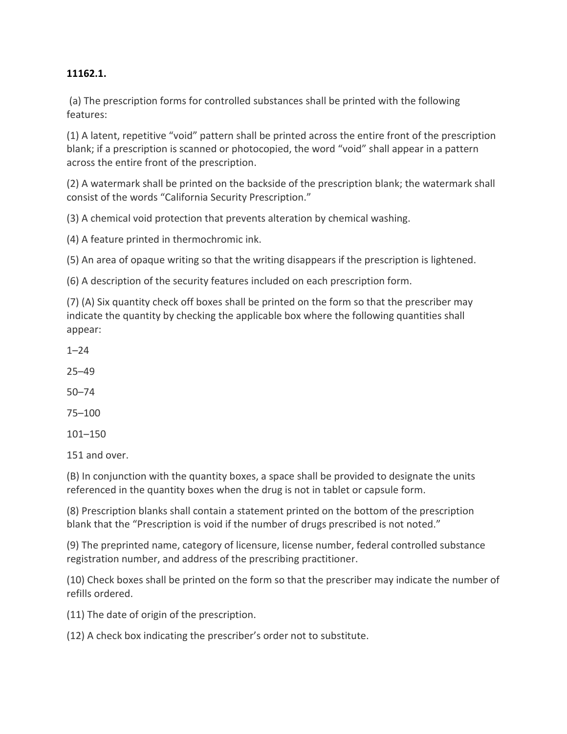**11162.1.**

(a) The prescription forms for controlled substances shall be printed with the following features:

(1) A latent, repetitive "void" pattern shall be printed across the entire front of the prescription blank; if a prescription is scanned or photocopied, the word "void" shall appear in a pattern across the entire front of the prescription.

(2) A watermark shall be printed on the backside of the prescription blank; the watermark shall consist of the words "California Security Prescription."

(3) A chemical void protection that prevents alteration by chemical washing.

(4) A feature printed in thermochromic ink.

(5) An area of opaque writing so that the writing disappears if the prescription is lightened.

(6) A description of the security features included on each prescription form.

(7) (A) Six quantity check off boxes shall be printed on the form so that the prescriber may indicate the quantity by checking the applicable box where the following quantities shall appear:

1–24

25–49

50–74

75–100

101–150

151 and over.

(B) In conjunction with the quantity boxes, a space shall be provided to designate the units referenced in the quantity boxes when the drug is not in tablet or capsule form.

(8) Prescription blanks shall contain a statement printed on the bottom of the prescription blank that the "Prescription is void if the number of drugs prescribed is not noted."

(9) The preprinted name, category of licensure, license number, federal controlled substance registration number, and address of the prescribing practitioner.

(10) Check boxes shall be printed on the form so that the prescriber may indicate the number of refills ordered.

(11) The date of origin of the prescription.

(12) A check box indicating the prescriber's order not to substitute.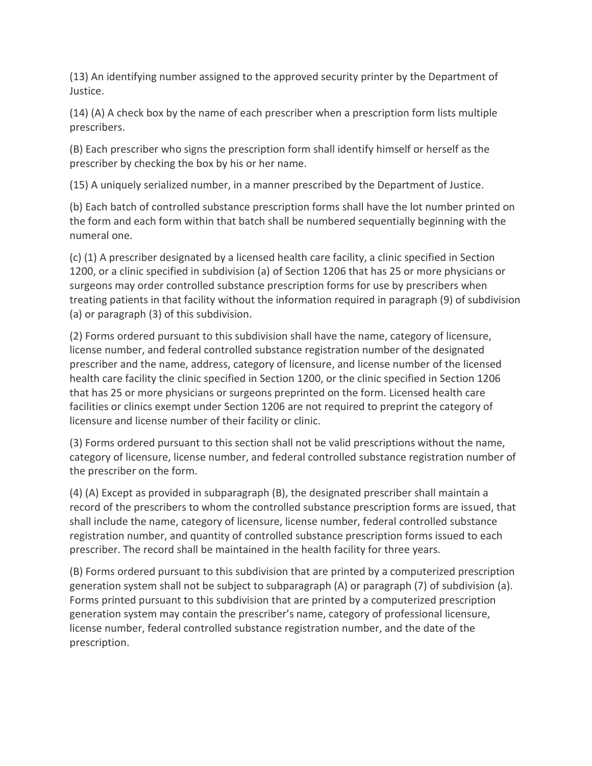(13) An identifying number assigned to the approved security printer by the Department of Justice.

(14) (A) A check box by the name of each prescriber when a prescription form lists multiple prescribers.

(B) Each prescriber who signs the prescription form shall identify himself or herself as the prescriber by checking the box by his or her name.

(15) A uniquely serialized number, in a manner prescribed by the Department of Justice.

(b) Each batch of controlled substance prescription forms shall have the lot number printed on the form and each form within that batch shall be numbered sequentially beginning with the numeral one.

(c) (1) A prescriber designated by a licensed health care facility, a clinic specified in Section 1200, or a clinic specified in subdivision (a) of Section 1206 that has 25 or more physicians or surgeons may order controlled substance prescription forms for use by prescribers when treating patients in that facility without the information required in paragraph (9) of subdivision (a) or paragraph (3) of this subdivision.

(2) Forms ordered pursuant to this subdivision shall have the name, category of licensure, license number, and federal controlled substance registration number of the designated prescriber and the name, address, category of licensure, and license number of the licensed health care facility the clinic specified in Section 1200, or the clinic specified in Section 1206 that has 25 or more physicians or surgeons preprinted on the form. Licensed health care facilities or clinics exempt under Section 1206 are not required to preprint the category of licensure and license number of their facility or clinic.

(3) Forms ordered pursuant to this section shall not be valid prescriptions without the name, category of licensure, license number, and federal controlled substance registration number of the prescriber on the form.

(4) (A) Except as provided in subparagraph (B), the designated prescriber shall maintain a record of the prescribers to whom the controlled substance prescription forms are issued, that shall include the name, category of licensure, license number, federal controlled substance registration number, and quantity of controlled substance prescription forms issued to each prescriber. The record shall be maintained in the health facility for three years.

(B) Forms ordered pursuant to this subdivision that are printed by a computerized prescription generation system shall not be subject to subparagraph (A) or paragraph (7) of subdivision (a). Forms printed pursuant to this subdivision that are printed by a computerized prescription generation system may contain the prescriber's name, category of professional licensure, license number, federal controlled substance registration number, and the date of the prescription.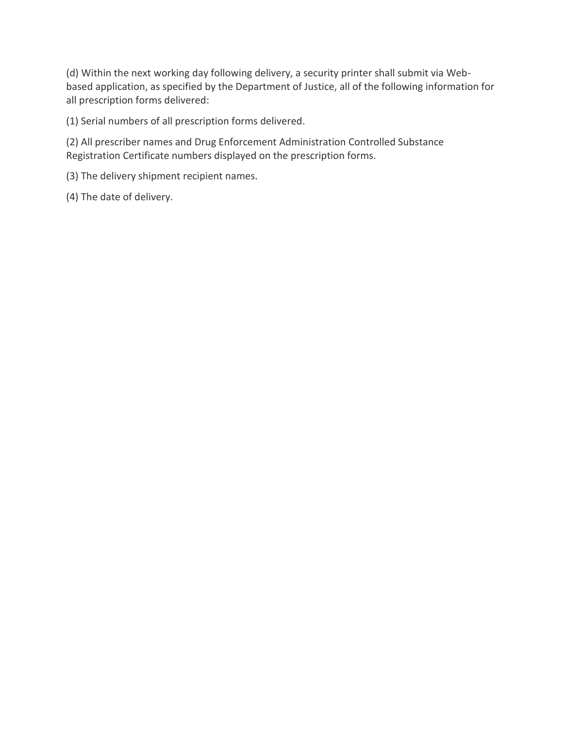(d) Within the next working day following delivery, a security printer shall submit via Web-based application, as specified by the Department of Justice, all of the following information for all prescription forms delivered:

(1) Serial numbers of all prescription forms delivered.

(2) All prescriber names and Drug Enforcement Administration Controlled Substance Registration Certificate numbers displayed on the prescription forms.

(3) The delivery shipment recipient names.

(4) The date of delivery.